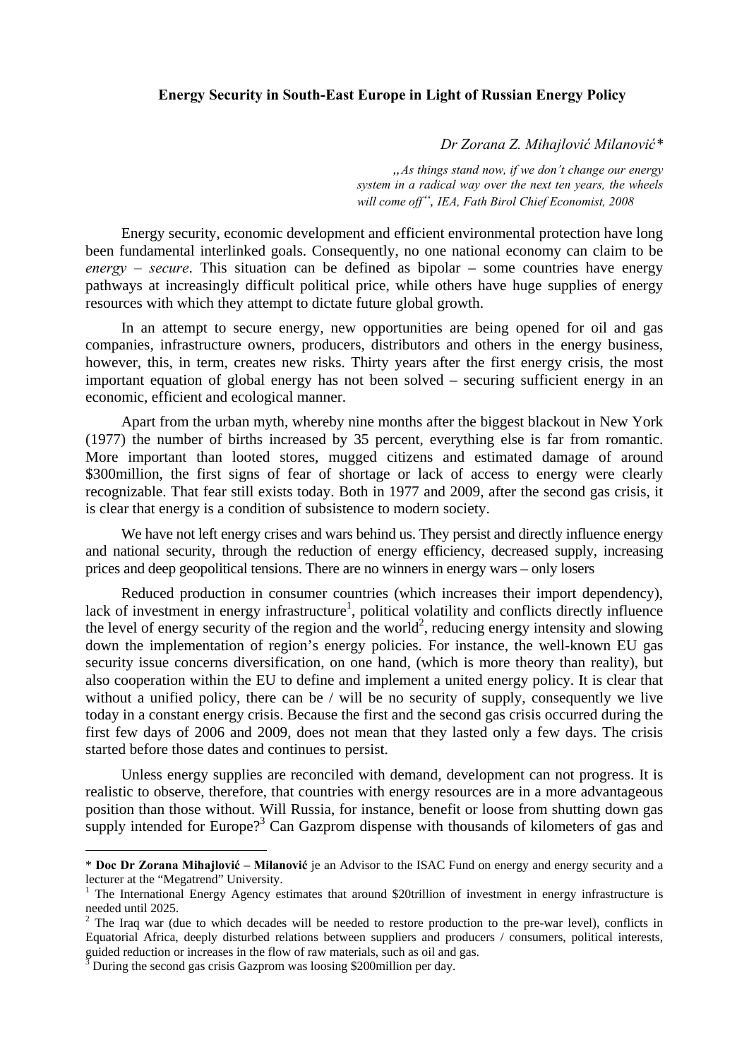## Energy Security in South-East Europe in Light of Russian Energy Policy

*Dr Zorana Z. Mihajlović Milanović\**

> *„As things stand now, if we don't change our energy system in a radical way over the next ten years, the wheels will come off", IEA, Fath Birol Chief Economist, 2008*

Energy security, economic development and efficient environmental protection have long been fundamental interlinked goals. Consequently, no one national economy can claim to be *energy – secure*. This situation can be defined as bipolar – some countries have energy pathways at increasingly difficult political price, while others have huge supplies of energy resources with which they attempt to dictate future global growth.

In an attempt to secure energy, new opportunities are being opened for oil and gas companies, infrastructure owners, producers, distributors and others in the energy business, however, this, in term, creates new risks. Thirty years after the first energy crisis, the most important equation of global energy has not been solved – securing sufficient energy in an economic, efficient and ecological manner.

Apart from the urban myth, whereby nine months after the biggest blackout in New York (1977) the number of births increased by 35 percent, everything else is far from romantic. More important than looted stores, mugged citizens and estimated damage of around $300million, the first signs of fear of shortage or lack of access to energy were clearly recognizable. That fear still exists today. Both in 1977 and 2009, after the second gas crisis, it is clear that energy is a condition of subsistence to modern society.

We have not left energy crises and wars behind us. They persist and directly influence energy and national security, through the reduction of energy efficiency, decreased supply, increasing prices and deep geopolitical tensions. There are no winners in energy wars – only losers

Reduced production in consumer countries (which increases their import dependency), lack of investment in energy infrastructure[1], political volatility and conflicts directly influence the level of energy security of the region and the world[2], reducing energy intensity and slowing down the implementation of region's energy policies. For instance, the well-known EU gas security issue concerns diversification, on one hand, (which is more theory than reality), but also cooperation within the EU to define and implement a united energy policy. It is clear that without a unified policy, there can be / will be no security of supply, consequently we live today in a constant energy crisis. Because the first and the second gas crisis occurred during the first few days of 2006 and 2009, does not mean that they lasted only a few days. The crisis started before those dates and continues to persist.

Unless energy supplies are reconciled with demand, development can not progress. It is realistic to observe, therefore, that countries with energy resources are in a more advantageous position than those without. Will Russia, for instance, benefit or loose from shutting down gas supply intended for Europe?[3] Can Gazprom dispense with thousands of kilometers of gas and

---

\* **Doc Dr Zorana Mihajlović – Milanović** je an Advisor to the ISAC Fund on energy and energy security and a lecturer at the "Megatrend" University.

[1] The International Energy Agency estimates that around $20trillion of investment in energy infrastructure is needed until 2025.

[2] The Iraq war (due to which decades will be needed to restore production to the pre-war level), conflicts in Equatorial Africa, deeply disturbed relations between suppliers and producers / consumers, political interests, guided reduction or increases in the flow of raw materials, such as oil and gas.

[3] During the second gas crisis Gazprom was loosing $200million per day.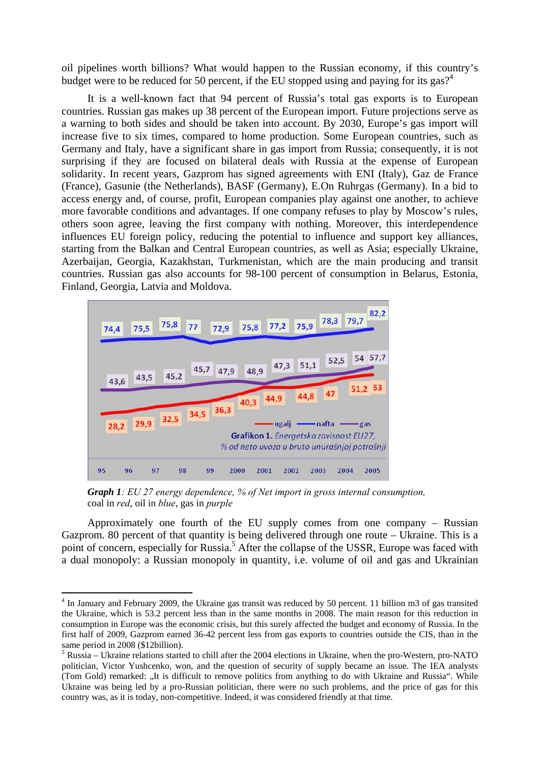oil pipelines worth billions? What would happen to the Russian economy, if this country's budget were to be reduced for 50 percent, if the EU stopped using and paying for its gas?[4]

It is a well-known fact that 94 percent of Russia's total gas exports is to European countries. Russian gas makes up 38 percent of the European import. Future projections serve as a warning to both sides and should be taken into account. By 2030, Europe's gas import will increase five to six times, compared to home production. Some European countries, such as Germany and Italy, have a significant share in gas import from Russia; consequently, it is not surprising if they are focused on bilateral deals with Russia at the expense of European solidarity. In recent years, Gazprom has signed agreements with ENI (Italy), Gaz de France (France), Gasunie (the Netherlands), BASF (Germany), E.On Ruhrgas (Germany). In a bid to access energy and, of course, profit, European companies play against one another, to achieve more favorable conditions and advantages. If one company refuses to play by Moscow's rules, others soon agree, leaving the first company with nothing. Moreover, this interdependence influences EU foreign policy, reducing the potential to influence and support key alliances, starting from the Balkan and Central European countries, as well as Asia; especially Ukraine, Azerbaijan, Georgia, Kazakhstan, Turkmenistan, which are the main producing and transit countries. Russian gas also accounts for 98-100 percent of consumption in Belarus, Estonia, Finland, Georgia, Latvia and Moldova.

| | 95 | 96 | 97 | 98 | 99 | 2000 | 2001 | 2002 | 2003 | 2004 | 2005 |
|---|---|---|---|---|---|---|---|---|---|---|---|
| nafta | 74,4 | 75,5 | 75,8 | 77 | 72,9 | 75,8 | 77,2 | 75,9 | 78,3 | 79,7 | 82,2 |
| gas | 43,6 | 43,5 | 45,2 | 45,7 | 47,9 | 48,9 | 47,3 | 51,1 | 52,5 | 54 | 57,7 |
| ugalj | 28,2 | 29,9 | 32,5 | 34,5 | 36,3 | 40,3 | 44,9 | 44,8 | 47 | 51,2 | 53 |

**Grafikon 1.** *Energetska zavisnost EU27, % od neto uvoza u bruto unurašnjoj potrošnji*

***Graph 1****: EU 27 energy dependence, % of Net import in gross internal consumption,* coal in *red*, oil in *blue*, gas in *purple*

Approximately one fourth of the EU supply comes from one company – Russian Gazprom. 80 percent of that quantity is being delivered through one route – Ukraine. This is a point of concern, especially for Russia.[5] After the collapse of the USSR, Europe was faced with a dual monopoly: a Russian monopoly in quantity, i.e. volume of oil and gas and Ukrainian

---

[4] In January and February 2009, the Ukraine gas transit was reduced by 50 percent. 11 billion m3 of gas transited the Ukraine, which is 53.2 percent less than in the same months in 2008. The main reason for this reduction in consumption in Europe was the economic crisis, but this surely affected the budget and economy of Russia. In the first half of 2009, Gazprom earned 36-42 percent less from gas exports to countries outside the CIS, than in the same period in 2008 ($12billion).

[5] Russia – Ukraine relations started to chill after the 2004 elections in Ukraine, when the pro-Western, pro-NATO politician, Victor Yushcenko, won, and the question of security of supply became an issue. The IEA analysts (Tom Gold) remarked: „It is difficult to remove politics from anything to do with Ukraine and Russia". While Ukraine was being led by a pro-Russian politician, there were no such problems, and the price of gas for this country was, as it is today, non-competitive. Indeed, it was considered friendly at that time.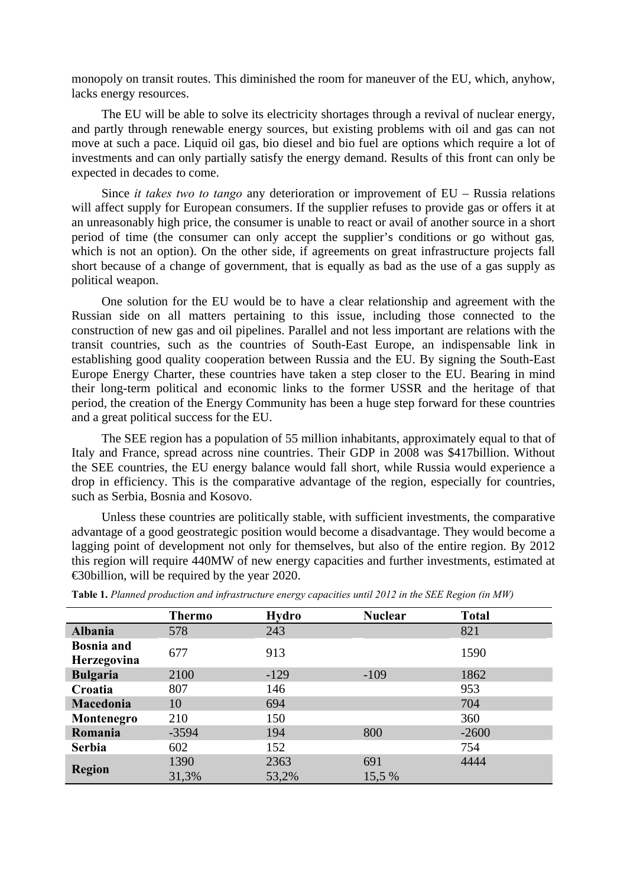monopoly on transit routes. This diminished the room for maneuver of the EU, which, anyhow, lacks energy resources.

The EU will be able to solve its electricity shortages through a revival of nuclear energy, and partly through renewable energy sources, but existing problems with oil and gas can not move at such a pace. Liquid oil gas, bio diesel and bio fuel are options which require a lot of investments and can only partially satisfy the energy demand. Results of this front can only be expected in decades to come.

Since *it takes two to tango* any deterioration or improvement of EU – Russia relations will affect supply for European consumers. If the supplier refuses to provide gas or offers it at an unreasonably high price, the consumer is unable to react or avail of another source in a short period of time (the consumer can only accept the supplier's conditions or go without gas, which is not an option). On the other side, if agreements on great infrastructure projects fall short because of a change of government, that is equally as bad as the use of a gas supply as political weapon.

One solution for the EU would be to have a clear relationship and agreement with the Russian side on all matters pertaining to this issue, including those connected to the construction of new gas and oil pipelines. Parallel and not less important are relations with the transit countries, such as the countries of South-East Europe, an indispensable link in establishing good quality cooperation between Russia and the EU. By signing the South-East Europe Energy Charter, these countries have taken a step closer to the EU. Bearing in mind their long-term political and economic links to the former USSR and the heritage of that period, the creation of the Energy Community has been a huge step forward for these countries and a great political success for the EU.

The SEE region has a population of 55 million inhabitants, approximately equal to that of Italy and France, spread across nine countries. Their GDP in 2008 was $417billion. Without the SEE countries, the EU energy balance would fall short, while Russia would experience a drop in efficiency. This is the comparative advantage of the region, especially for countries, such as Serbia, Bosnia and Kosovo.

Unless these countries are politically stable, with sufficient investments, the comparative advantage of a good geostrategic position would become a disadvantage. They would become a lagging point of development not only for themselves, but also of the entire region. By 2012 this region will require 440MW of new energy capacities and further investments, estimated at €30billion, will be required by the year 2020.

**Table 1.** *Planned production and infrastructure energy capacities until 2012 in the SEE Region (in MW)*

| | Thermo | Hydro | Nuclear | Total |
|---|---|---|---|---|
| **Albania** | 578 | 243 | | 821 |
| **Bosnia and Herzegovina** | 677 | 913 | | 1590 |
| **Bulgaria** | 2100 | -129 | -109 | 1862 |
| **Croatia** | 807 | 146 | | 953 |
| **Macedonia** | 10 | 694 | | 704 |
| **Montenegro** | 210 | 150 | | 360 |
| **Romania** | -3594 | 194 | 800 | -2600 |
| **Serbia** | 602 | 152 | | 754 |
| **Region** | 1390<br>31,3% | 2363<br>53,2% | 691<br>15,5 % | 4444 |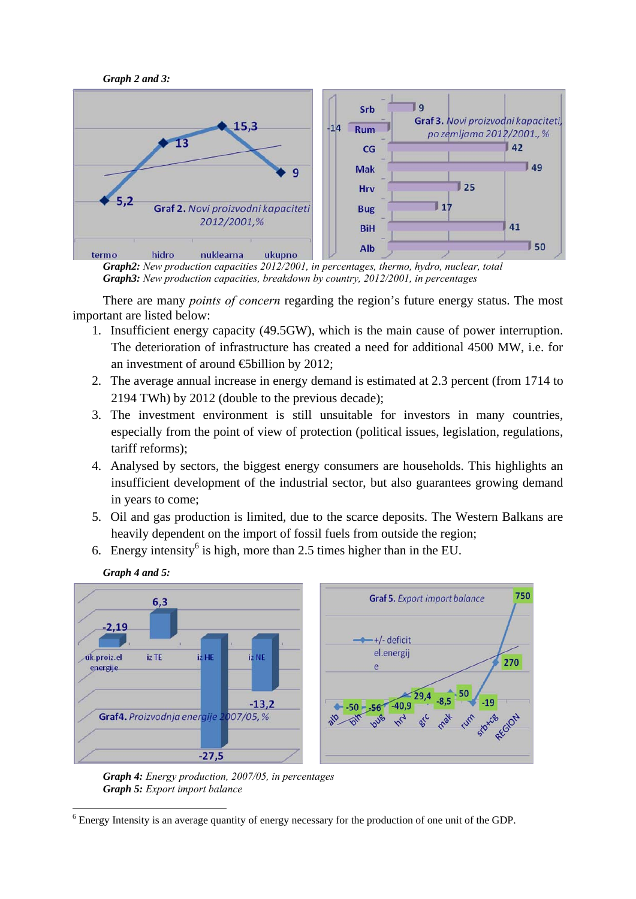*Graph 2 and 3:*

***Graph2:*** *New production capacities 2012/2001, in percentages, thermo, hydro, nuclear, total*
***Graph3:*** *New production capacities, breakdown by country, 2012/2001, in percentages*

There are many *points of concern* regarding the region's future energy status. The most important are listed below:

1. Insufficient energy capacity (49.5GW), which is the main cause of power interruption. The deterioration of infrastructure has created a need for additional 4500 MW, i.e. for an investment of around €5billion by 2012;
2. The average annual increase in energy demand is estimated at 2.3 percent (from 1714 to 2194 TWh) by 2012 (double to the previous decade);
3. The investment environment is still unsuitable for investors in many countries, especially from the point of view of protection (political issues, legislation, regulations, tariff reforms);
4. Analysed by sectors, the biggest energy consumers are households. This highlights an insufficient development of the industrial sector, but also guarantees growing demand in years to come;
5. Oil and gas production is limited, due to the scarce deposits. The Western Balkans are heavily dependent on the import of fossil fuels from outside the region;
6. Energy intensity[6] is high, more than 2.5 times higher than in the EU.

*Graph 4 and 5:*

***Graph 4:*** *Energy production, 2007/05, in percentages*
***Graph 5:*** *Export import balance*

---

[6] Energy Intensity is an average quantity of energy necessary for the production of one unit of the GDP.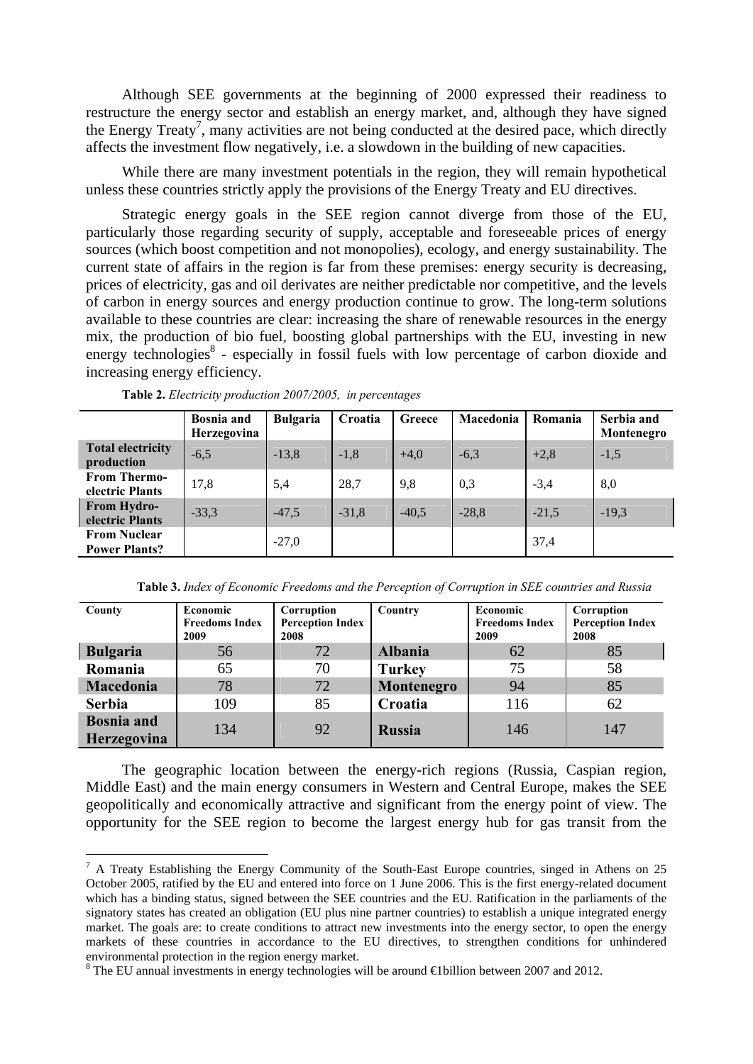Although SEE governments at the beginning of 2000 expressed their readiness to restructure the energy sector and establish an energy market, and, although they have signed the Energy Treaty[7], many activities are not being conducted at the desired pace, which directly affects the investment flow negatively, i.e. a slowdown in the building of new capacities.

While there are many investment potentials in the region, they will remain hypothetical unless these countries strictly apply the provisions of the Energy Treaty and EU directives.

Strategic energy goals in the SEE region cannot diverge from those of the EU, particularly those regarding security of supply, acceptable and foreseeable prices of energy sources (which boost competition and not monopolies), ecology, and energy sustainability. The current state of affairs in the region is far from these premises: energy security is decreasing, prices of electricity, gas and oil derivates are neither predictable nor competitive, and the levels of carbon in energy sources and energy production continue to grow. The long-term solutions available to these countries are clear: increasing the share of renewable resources in the energy mix, the production of bio fuel, boosting global partnerships with the EU, investing in new energy technologies[8] - especially in fossil fuels with low percentage of carbon dioxide and increasing energy efficiency.

**Table 2.** *Electricity production 2007/2005, in percentages*

| | Bosnia and Herzegovina | Bulgaria | Croatia | Greece | Macedonia | Romania | Serbia and Montenegro |
|---|---|---|---|---|---|---|---|
| **Total electricity production** | -6,5 | -13,8 | -1,8 | +4,0 | -6,3 | +2,8 | -1,5 |
| **From Thermo-electric Plants** | 17,8 | 5,4 | 28,7 | 9,8 | 0,3 | -3,4 | 8,0 |
| **From Hydro-electric Plants** | -33,3 | -47,5 | -31,8 | -40,5 | -28,8 | -21,5 | -19,3 |
| **From Nuclear Power Plants?** | | -27,0 | | | | 37,4 | |

**Table 3.** *Index of Economic Freedoms and the Perception of Corruption in SEE countries and Russia*

| County | Economic Freedoms Index 2009 | Corruption Perception Index 2008 | Country | Economic Freedoms Index 2009 | Corruption Perception Index 2008 |
|---|---|---|---|---|---|
| **Bulgaria** | 56 | 72 | **Albania** | 62 | 85 |
| **Romania** | 65 | 70 | **Turkey** | 75 | 58 |
| **Macedonia** | 78 | 72 | **Montenegro** | 94 | 85 |
| **Serbia** | 109 | 85 | **Croatia** | 116 | 62 |
| **Bosnia and Herzegovina** | 134 | 92 | **Russia** | 146 | 147 |

The geographic location between the energy-rich regions (Russia, Caspian region, Middle East) and the main energy consumers in Western and Central Europe, makes the SEE geopolitically and economically attractive and significant from the energy point of view. The opportunity for the SEE region to become the largest energy hub for gas transit from the

---

[7] A Treaty Establishing the Energy Community of the South-East Europe countries, singed in Athens on 25 October 2005, ratified by the EU and entered into force on 1 June 2006. This is the first energy-related document which has a binding status, signed between the SEE countries and the EU. Ratification in the parliaments of the signatory states has created an obligation (EU plus nine partner countries) to establish a unique integrated energy market. The goals are: to create conditions to attract new investments into the energy sector, to open the energy markets of these countries in accordance to the EU directives, to strengthen conditions for unhindered environmental protection in the region energy market.

[8] The EU annual investments in energy technologies will be around €1billion between 2007 and 2012.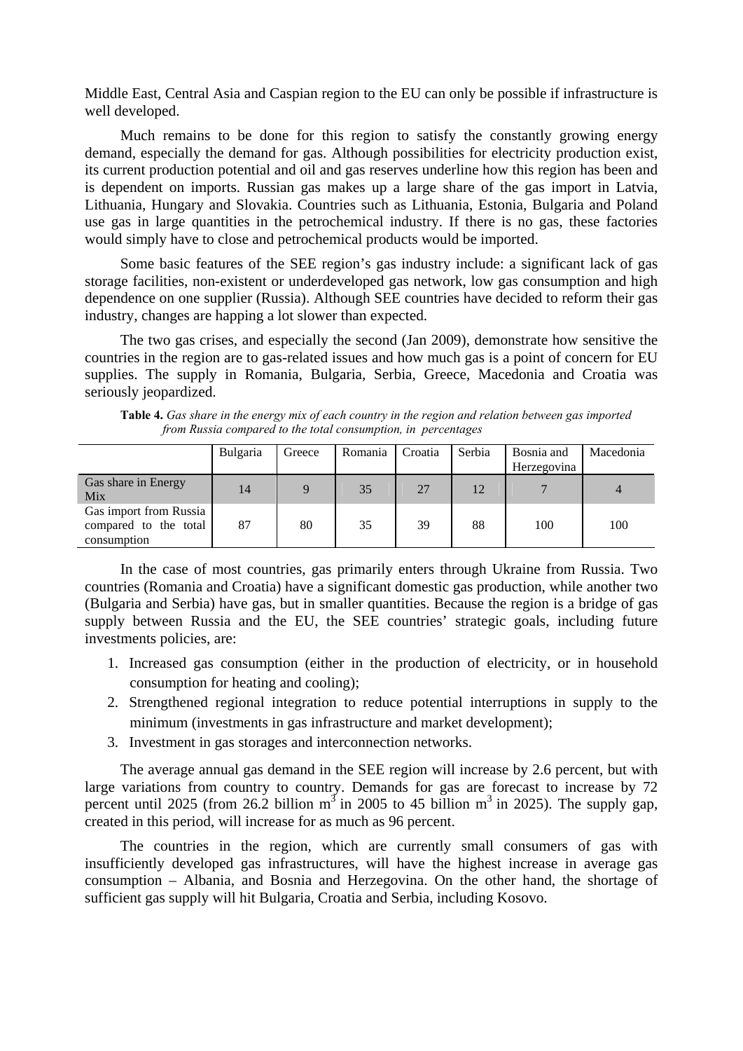Middle East, Central Asia and Caspian region to the EU can only be possible if infrastructure is well developed.

Much remains to be done for this region to satisfy the constantly growing energy demand, especially the demand for gas. Although possibilities for electricity production exist, its current production potential and oil and gas reserves underline how this region has been and is dependent on imports. Russian gas makes up a large share of the gas import in Latvia, Lithuania, Hungary and Slovakia. Countries such as Lithuania, Estonia, Bulgaria and Poland use gas in large quantities in the petrochemical industry. If there is no gas, these factories would simply have to close and petrochemical products would be imported.

Some basic features of the SEE region's gas industry include: a significant lack of gas storage facilities, non-existent or underdeveloped gas network, low gas consumption and high dependence on one supplier (Russia). Although SEE countries have decided to reform their gas industry, changes are happing a lot slower than expected.

The two gas crises, and especially the second (Jan 2009), demonstrate how sensitive the countries in the region are to gas-related issues and how much gas is a point of concern for EU supplies. The supply in Romania, Bulgaria, Serbia, Greece, Macedonia and Croatia was seriously jeopardized.

**Table 4.** *Gas share in the energy mix of each country in the region and relation between gas imported from Russia compared to the total consumption, in percentages*

| | Bulgaria | Greece | Romania | Croatia | Serbia | Bosnia and Herzegovina | Macedonia |
|---|---|---|---|---|---|---|---|
| Gas share in Energy Mix | 14 | 9 | 35 | 27 | 12 | 7 | 4 |
| Gas import from Russia compared to the total consumption | 87 | 80 | 35 | 39 | 88 | 100 | 100 |

In the case of most countries, gas primarily enters through Ukraine from Russia. Two countries (Romania and Croatia) have a significant domestic gas production, while another two (Bulgaria and Serbia) have gas, but in smaller quantities. Because the region is a bridge of gas supply between Russia and the EU, the SEE countries' strategic goals, including future investments policies, are:

1. Increased gas consumption (either in the production of electricity, or in household consumption for heating and cooling);
2. Strengthened regional integration to reduce potential interruptions in supply to the minimum (investments in gas infrastructure and market development);
3. Investment in gas storages and interconnection networks.

The average annual gas demand in the SEE region will increase by 2.6 percent, but with large variations from country to country. Demands for gas are forecast to increase by 72 percent until 2025 (from 26.2 billion $m^3$ in 2005 to 45 billion $m^3$ in 2025). The supply gap, created in this period, will increase for as much as 96 percent.

The countries in the region, which are currently small consumers of gas with insufficiently developed gas infrastructures, will have the highest increase in average gas consumption – Albania, and Bosnia and Herzegovina. On the other hand, the shortage of sufficient gas supply will hit Bulgaria, Croatia and Serbia, including Kosovo.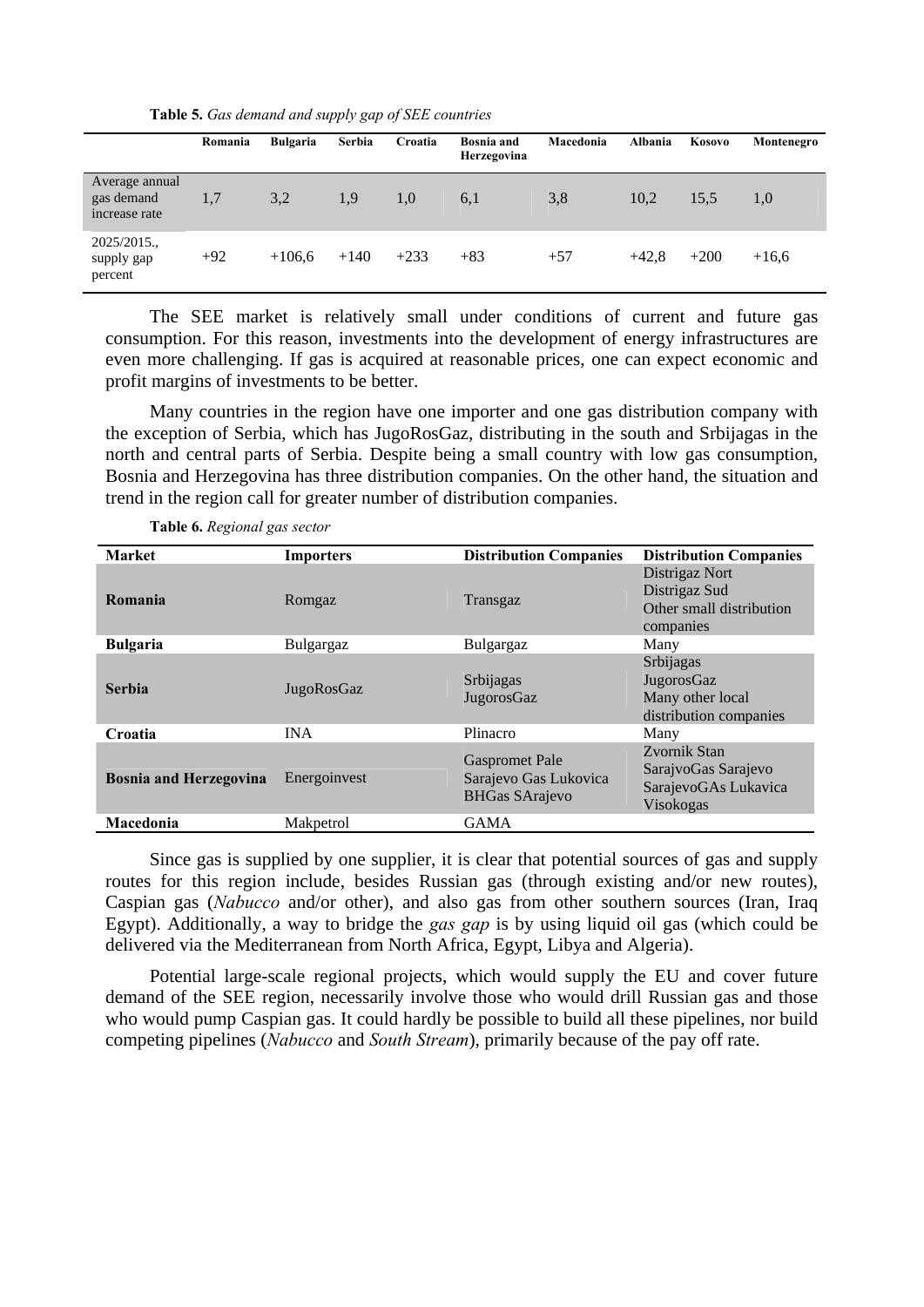**Table 5.** *Gas demand and supply gap of SEE countries*

| | Romania | Bulgaria | Serbia | Croatia | Bosnia and Herzegovina | Macedonia | Albania | Kosovo | Montenegro |
|---|---|---|---|---|---|---|---|---|---|
| Average annual gas demand increase rate | 1,7 | 3,2 | 1,9 | 1,0 | 6,1 | 3,8 | 10,2 | 15,5 | 1,0 |
| 2025/2015., supply gap percent | +92 | +106,6 | +140 | +233 | +83 | +57 | +42,8 | +200 | +16,6 |

The SEE market is relatively small under conditions of current and future gas consumption. For this reason, investments into the development of energy infrastructures are even more challenging. If gas is acquired at reasonable prices, one can expect economic and profit margins of investments to be better.

Many countries in the region have one importer and one gas distribution company with the exception of Serbia, which has JugoRosGaz, distributing in the south and Srbijagas in the north and central parts of Serbia. Despite being a small country with low gas consumption, Bosnia and Herzegovina has three distribution companies. On the other hand, the situation and trend in the region call for greater number of distribution companies.

**Table 6.** *Regional gas sector*

| Market | Importers | Distribution Companies | Distribution Companies |
|---|---|---|---|
| **Romania** | Romgaz | Transgaz | Distrigaz Nort<br>Distrigaz Sud<br>Other small distribution companies |
| **Bulgaria** | Bulgargaz | Bulgargaz | Many |
| **Serbia** | JugoRosGaz | Srbijagas<br>JugorosGaz | Srbijagas<br>JugorosGaz<br>Many other local distribution companies |
| **Croatia** | INA | Plinacro | Many |
| **Bosnia and Herzegovina** | Energoinvest | Gaspromet Pale<br>Sarajevo Gas Lukovica<br>BHGas SArajevo | Zvornik Stan<br>SarajvoGas Sarajevo<br>SarajevoGAs Lukavica<br>Visokogas |
| **Macedonia** | Makpetrol | GAMA | |

Since gas is supplied by one supplier, it is clear that potential sources of gas and supply routes for this region include, besides Russian gas (through existing and/or new routes), Caspian gas (*Nabucco* and/or other), and also gas from other southern sources (Iran, Iraq Egypt). Additionally, a way to bridge the *gas gap* is by using liquid oil gas (which could be delivered via the Mediterranean from North Africa, Egypt, Libya and Algeria).

Potential large-scale regional projects, which would supply the EU and cover future demand of the SEE region, necessarily involve those who would drill Russian gas and those who would pump Caspian gas. It could hardly be possible to build all these pipelines, nor build competing pipelines (*Nabucco* and *South Stream*), primarily because of the pay off rate.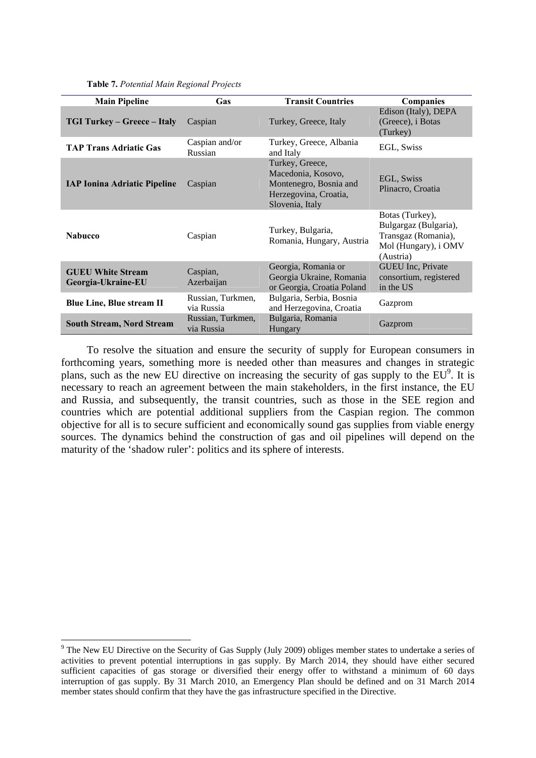**Table 7.** *Potential Main Regional Projects*

| Main Pipeline | Gas | Transit Countries | Companies |
|---|---|---|---|
| **TGI Turkey – Greece – Italy** | Caspian | Turkey, Greece, Italy | Edison (Italy), DEPA (Greece), i Botas (Turkey) |
| **TAP Trans Adriatic Gas** | Caspian and/or Russian | Turkey, Greece, Albania and Italy | EGL, Swiss |
| **IAP Ionina Adriatic Pipeline** | Caspian | Turkey, Greece, Macedonia, Kosovo, Montenegro, Bosnia and Herzegovina, Croatia, Slovenia, Italy | EGL, Swiss Plinacro, Croatia |
| **Nabucco** | Caspian | Turkey, Bulgaria, Romania, Hungary, Austria | Botas (Turkey), Bulgargaz (Bulgaria), Transgaz (Romania), Mol (Hungary), i OMV (Austria) |
| **GUEU White Stream Georgia-Ukraine-EU** | Caspian, Azerbaijan | Georgia, Romania or Georgia Ukraine, Romania or Georgia, Croatia Poland | GUEU Inc, Private consortium, registered in the US |
| **Blue Line, Blue stream II** | Russian, Turkmen, via Russia | Bulgaria, Serbia, Bosnia and Herzegovina, Croatia | Gazprom |
| **South Stream, Nord Stream** | Russian, Turkmen, via Russia | Bulgaria, Romania Hungary | Gazprom |

To resolve the situation and ensure the security of supply for European consumers in forthcoming years, something more is needed other than measures and changes in strategic plans, such as the new EU directive on increasing the security of gas supply to the EU[9]. It is necessary to reach an agreement between the main stakeholders, in the first instance, the EU and Russia, and subsequently, the transit countries, such as those in the SEE region and countries which are potential additional suppliers from the Caspian region. The common objective for all is to secure sufficient and economically sound gas supplies from viable energy sources. The dynamics behind the construction of gas and oil pipelines will depend on the maturity of the 'shadow ruler': politics and its sphere of interests.

[9] The New EU Directive on the Security of Gas Supply (July 2009) obliges member states to undertake a series of activities to prevent potential interruptions in gas supply. By March 2014, they should have either secured sufficient capacities of gas storage or diversified their energy offer to withstand a minimum of 60 days interruption of gas supply. By 31 March 2010, an Emergency Plan should be defined and on 31 March 2014 member states should confirm that they have the gas infrastructure specified in the Directive.